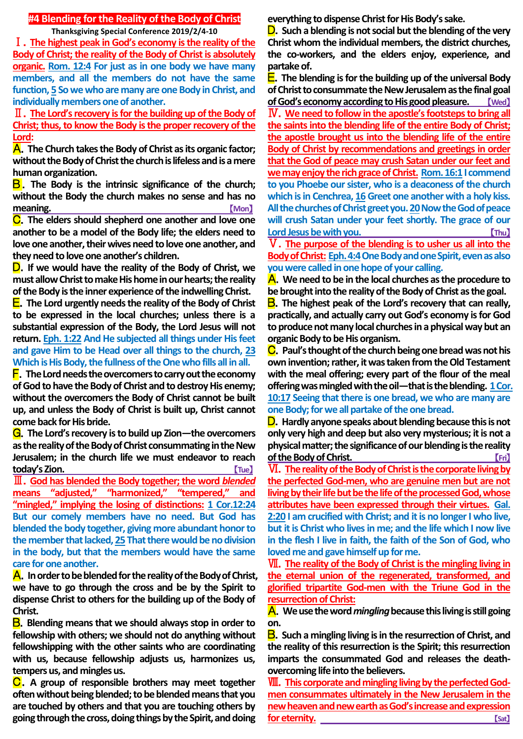# #4 Blending for the Reality of the Body of Christ

**Thanksgiving Special Conference 2019/2/4-10**

**Ⅰ. The highest peak in God's economy is the reality of the Body of Christ; the reality of the Body of Christ is absolutely organic.** **Rom. 12:4 For just as in one body we have many members, and all the members do not have the same function, 5 So we who are many are one Body in Christ, and individually members one of another.**

**Ⅱ. The Lord's recovery is for the building up of the Body of Christ; thus, to know the Body is the proper recovery of the Lord:**

**A.** The Church takes the Body of Christ as its organic factor; without the Body of Christ the church is lifeless and is a mere human organization.

**B.** The Body is the intrinsic significance of the church; without the Body the church makes no sense and has no meaning. 【Mon】

**C.** The elders should shepherd one another and love one another to be a model of the Body life; the elders need to love one another, their wives need to love one another, and they need to love one another's children.

**D.** If we would have the reality of the Body of Christ, we must allow Christ to make His home in our hearts; the reality of the Body is the inner experience of the indwelling Christ.

**E.** The Lord urgently needs the reality of the Body of Christ to be expressed in the local churches; unless there is a substantial expression of the Body, the Lord Jesus will not return. **Eph. 1:22 And He subjected all things under His feet and gave Him to be Head over all things to the church, 23 Which is His Body, the fullness of the One who fills all in all.**

**F.** The Lord needs the overcomers to carry out the economy of God to have the Body of Christ and to destroy His enemy; without the overcomers the Body of Christ cannot be built up, and unless the Body of Christ is built up, Christ cannot come back for His bride.

**G.** The Lord's recovery is to build up Zion—the overcomers as the reality of the Body of Christ consummating in the New Jerusalem; in the church life we must endeavor to reach today's Zion. 【Tue】

**Ⅲ. God has blended the Body together; the word *blended* means "adjusted," "harmonized," "tempered," and "mingled," implying the losing of distinctions:** **1 Cor.12:24 But our comely members have no need. But God has blended the body together, giving more abundant honor to the member that lacked, 25 That there would be no division in the body, but that the members would have the same care for one another.**

**A.** In order to be blended for the reality of the Body of Christ, we have to go through the cross and be by the Spirit to dispense Christ to others for the building up of the Body of Christ.

**B.** Blending means that we should always stop in order to fellowship with others; we should not do anything without fellowshipping with the other saints who are coordinating with us, because fellowship adjusts us, harmonizes us, tempers us, and mingles us.

**C.** A group of responsible brothers may meet together often without being blended; to be blended means that you are touched by others and that you are touching others by going through the cross, doing things by the Spirit, and doing everything to dispense Christ for His Body's sake.

**D.** Such a blending is not social but the blending of the very Christ whom the individual members, the district churches, the co-workers, and the elders enjoy, experience, and partake of.

**E.** The blending is for the building up of the universal Body of Christ to consummate the New Jerusalem as the final goal of God's economy according to His good pleasure. 【Wed】

**Ⅳ. We need to follow in the apostle's footsteps to bring all the saints into the blending life of the entire Body of Christ; the apostle brought us into the blending life of the entire Body of Christ by recommendations and greetings in order that the God of peace may crush Satan under our feet and we may enjoy the rich grace of Christ.** **Rom. 16:1 I commend to you Phoebe our sister, who is a deaconess of the church which is in Cenchrea, 16 Greet one another with a holy kiss. All the churches of Christ greet you. 20 Now the God of peace will crush Satan under your feet shortly. The grace of our Lord Jesus be with you.** 【Thu】

**Ⅴ. The purpose of the blending is to usher us all into the Body of Christ:** **Eph. 4:4 One Body and one Spirit, even as also you were called in one hope of your calling.**

**A.** We need to be in the local churches as the procedure to be brought into the reality of the Body of Christ as the goal.

**B.** The highest peak of the Lord's recovery that can really, practically, and actually carry out God's economy is for God to produce not many local churches in a physical way but an organic Body to be His organism.

**C.** Paul's thought of the church being one bread was not his own invention; rather, it was taken from the Old Testament with the meal offering; every part of the flour of the meal offering was mingled with the oil—that is the blending. **1 Cor. 10:17 Seeing that there is one bread, we who are many are one Body; for we all partake of the one bread.**

**D.** Hardly anyone speaks about blending because this is not only very high and deep but also very mysterious; it is not a physical matter; the significance of our blending is the reality of the Body of Christ. 【Fri】

**Ⅵ. The reality of the Body of Christ is the corporate living by the perfected God-men, who are genuine men but are not living by their life but be the life of the processed God, whose attributes have been expressed through their virtues.** **Gal. 2:20 I am crucified with Christ; and it is no longer I who live, but it is Christ who lives in me; and the life which I now live in the flesh I live in faith, the faith of the Son of God, who loved me and gave himself up for me.**

**Ⅶ. The reality of the Body of Christ is the mingling living in the eternal union of the regenerated, transformed, and glorified tripartite God-men with the Triune God in the resurrection of Christ:**

**A.** We use the word *mingling* because this living is still going on.

**B.** Such a mingling living is in the resurrection of Christ, and the reality of this resurrection is the Spirit; this resurrection imparts the consummated God and releases the death-overcoming life into the believers.

**Ⅷ. This corporate and mingling living by the perfected God-men consummates ultimately in the New Jerusalem in the new heaven and new earth as God's increase and expression for eternity.** 【Sat】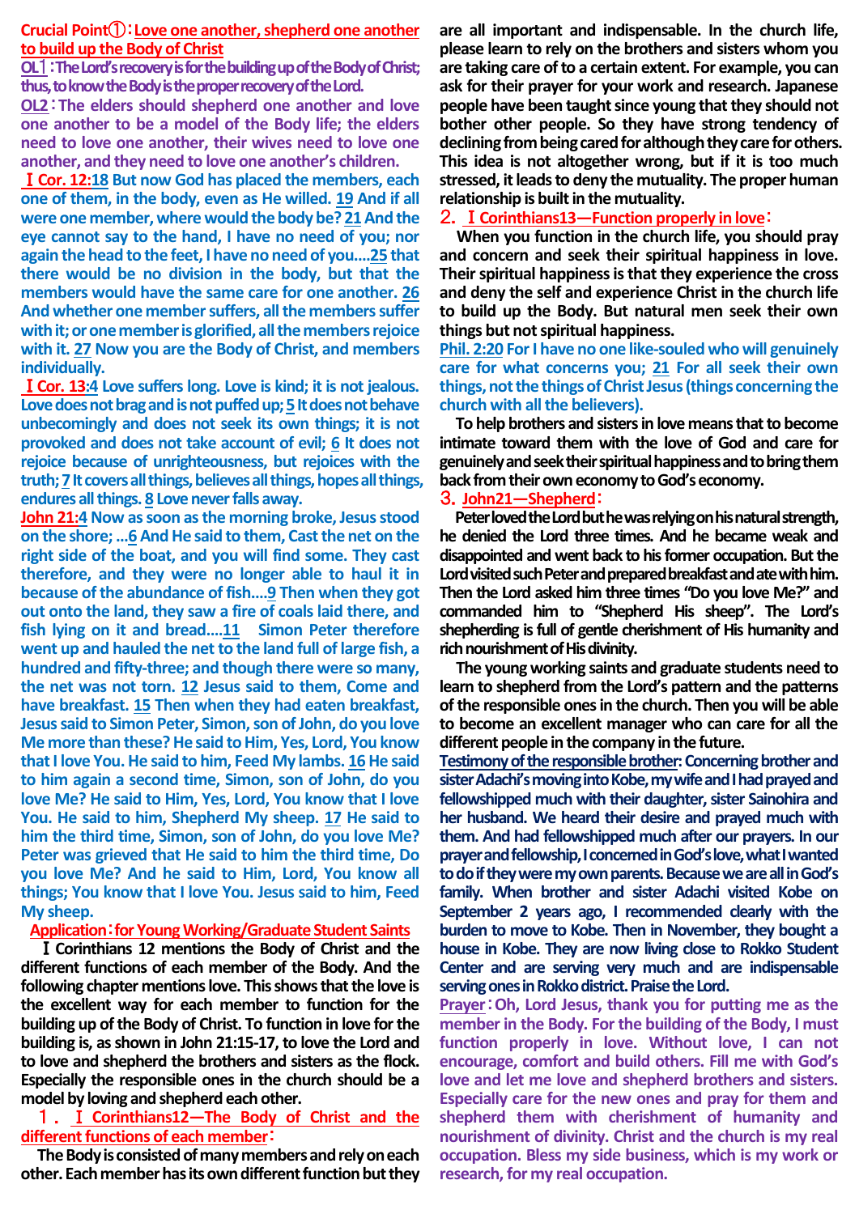**Crucial Point①：Love one another, shepherd one another to build up the Body of Christ**

**OL1：The Lord's recovery is for the building up of the Body of Christ; thus, to know the Body is the proper recovery of the Lord.**

**OL2：The elders should shepherd one another and love one another to be a model of the Body life; the elders need to love one another, their wives need to love one another, and they need to love one another's children.**

**Ⅰ Cor. 12:18 But now God has placed the members, each one of them, in the body, even as He willed. 19 And if all were one member, where would the body be? 21 And the eye cannot say to the hand, I have no need of you; nor again the head to the feet, I have no need of you....25 that there would be no division in the body, but that the members would have the same care for one another. 26 And whether one member suffers, all the members suffer with it; or one member is glorified, all the members rejoice with it. 27 Now you are the Body of Christ, and members individually.**

**Ⅰ Cor. 13:4 Love suffers long. Love is kind; it is not jealous. Love does not brag and is not puffed up; 5 It does not behave unbecomingly and does not seek its own things; it is not provoked and does not take account of evil; 6 It does not rejoice because of unrighteousness, but rejoices with the truth; 7 It covers all things, believes all things, hopes all things, endures all things. 8 Love never falls away.**

**John 21:4 Now as soon as the morning broke, Jesus stood on the shore; ...6 And He said to them, Cast the net on the right side of the boat, and you will find some. They cast therefore, and they were no longer able to haul it in because of the abundance of fish....9 Then when they got out onto the land, they saw a fire of coals laid there, and fish lying on it and bread....11 Simon Peter therefore went up and hauled the net to the land full of large fish, a hundred and fifty-three; and though there were so many, the net was not torn. 12 Jesus said to them, Come and have breakfast. 15 Then when they had eaten breakfast, Jesus said to Simon Peter, Simon, son of John, do you love Me more than these? He said to Him, Yes, Lord, You know that I love You. He said to him, Feed My lambs. 16 He said to him again a second time, Simon, son of John, do you love Me? He said to Him, Yes, Lord, You know that I love You. He said to him, Shepherd My sheep. 17 He said to him the third time, Simon, son of John, do you love Me? Peter was grieved that He said to him the third time, Do you love Me? And he said to Him, Lord, You know all things; You know that I love You. Jesus said to him, Feed My sheep.**

**Application：for Young Working/Graduate Student Saints**

**Ⅰ Corinthians 12 mentions the Body of Christ and the different functions of each member of the Body. And the following chapter mentions love. This shows that the love is the excellent way for each member to function for the building up of the Body of Christ. To function in love for the building is, as shown in John 21:15-17, to love the Lord and to love and shepherd the brothers and sisters as the flock. Especially the responsible ones in the church should be a model by loving and shepherd each other.**

**1．Ⅰ Corinthians12—The Body of Christ and the different functions of each member：**

**The Body is consisted of many members and rely on each other. Each member has its own different function but they are all important and indispensable. In the church life, please learn to rely on the brothers and sisters whom you are taking care of to a certain extent. For example, you can ask for their prayer for your work and research. Japanese people have been taught since young that they should not bother other people. So they have strong tendency of declining from being cared for although they care for others. This idea is not altogether wrong, but if it is too much stressed, it leads to deny the mutuality. The proper human relationship is built in the mutuality.**

**2．Ⅰ Corinthians13—Function properly in love：**

**When you function in the church life, you should pray and concern and seek their spiritual happiness in love. Their spiritual happiness is that they experience the cross and deny the self and experience Christ in the church life to build up the Body. But natural men seek their own things but not spiritual happiness.**

**Phil. 2:20 For I have no one like-souled who will genuinely care for what concerns you; 21 For all seek their own things, not the things of Christ Jesus (things concerning the church with all the believers).**

**To help brothers and sisters in love means that to become intimate toward them with the love of God and care for genuinely and seek their spiritual happiness and to bring them back from their own economy to God's economy.**

**3．John21—Shepherd：**

**Peter loved the Lord but he was relying on his natural strength, he denied the Lord three times. And he became weak and disappointed and went back to his former occupation. But the Lord visited such Peter and prepared breakfast and ate with him. Then the Lord asked him three times "Do you love Me?" and commanded him to "Shepherd His sheep". The Lord's shepherding is full of gentle cherishment of His humanity and rich nourishment of His divinity.**

**The young working saints and graduate students need to learn to shepherd from the Lord's pattern and the patterns of the responsible ones in the church. Then you will be able to become an excellent manager who can care for all the different people in the company in the future.**

**Testimony of the responsible brother: Concerning brother and sister Adachi's moving into Kobe, my wife and I had prayed and fellowshipped much with their daughter, sister Sainohira and her husband. We heard their desire and prayed much with them. And had fellowshipped much after our prayers. In our prayer and fellowship, I concerned in God's love, what I wanted to do if they were my own parents. Because we are all in God's family. When brother and sister Adachi visited Kobe on September 2 years ago, I recommended clearly with the burden to move to Kobe. Then in November, they bought a house in Kobe. They are now living close to Rokko Student Center and are serving very much and are indispensable serving ones in Rokko district. Praise the Lord.**

**Prayer：Oh, Lord Jesus, thank you for putting me as the member in the Body. For the building of the Body, I must function properly in love. Without love, I can not encourage, comfort and build others. Fill me with God's love and let me love and shepherd brothers and sisters. Especially care for the new ones and pray for them and shepherd them with cherishment of humanity and nourishment of divinity. Christ and the church is my real occupation. Bless my side business, which is my work or research, for my real occupation.**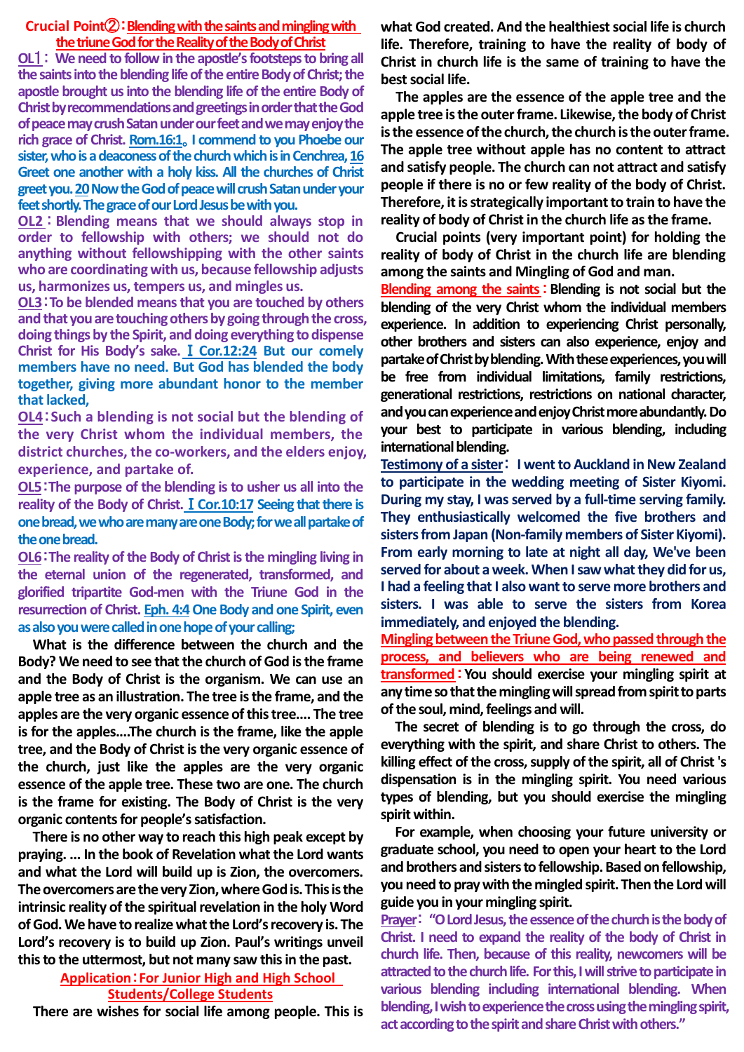## Crucial Point②：Blending with the saints and mingling with the triune God for the Reality of the Body of Christ

**OL1： We need to follow in the apostle's footsteps to bring all the saints into the blending life of the entire Body of Christ; the apostle brought us into the blending life of the entire Body of Christ by recommendations and greetings in order that the God of peace may crush Satan under our feet and we may enjoy the rich grace of Christ.** **Rom.16:1**。**I commend to you Phoebe our sister, who is a deaconess of the church which is in Cenchrea, 16 Greet one another with a holy kiss. All the churches of Christ greet you. 20 Now the God of peace will crush Satan under your feet shortly. The grace of our Lord Jesus be with you.**

**OL2：Blending means that we should always stop in order to fellowship with others; we should not do anything without fellowshipping with the other saints who are coordinating with us, because fellowship adjusts us, harmonizes us, tempers us, and mingles us.**

**OL3：To be blended means that you are touched by others and that you are touching others by going through the cross, doing things by the Spirit, and doing everything to dispense Christ for His Body's sake.** **Ⅰ Cor.12:24 But our comely members have no need. But God has blended the body together, giving more abundant honor to the member that lacked,**

**OL4：Such a blending is not social but the blending of the very Christ whom the individual members, the district churches, the co-workers, and the elders enjoy, experience, and partake of.**

**OL5：The purpose of the blending is to usher us all into the reality of the Body of Christ.** **Ⅰ Cor.10:17 Seeing that there is one bread, we who are many are one Body; for we all partake of the one bread.**

**OL6：The reality of the Body of Christ is the mingling living in the eternal union of the regenerated, transformed, and glorified tripartite God-men with the Triune God in the resurrection of Christ.** **Eph. 4:4 One Body and one Spirit, even as also you were called in one hope of your calling;**

**What is the difference between the church and the Body? We need to see that the church of God is the frame and the Body of Christ is the organism. We can use an apple tree as an illustration. The tree is the frame, and the apples are the very organic essence of this tree.... The tree is for the apples....The church is the frame, like the apple tree, and the Body of Christ is the very organic essence of the church, just like the apples are the very organic essence of the apple tree. These two are one. The church is the frame for existing. The Body of Christ is the very organic contents for people's satisfaction.**

**There is no other way to reach this high peak except by praying. ... In the book of Revelation what the Lord wants and what the Lord will build up is Zion, the overcomers. The overcomers are the very Zion, where God is. This is the intrinsic reality of the spiritual revelation in the holy Word of God. We have to realize what the Lord's recovery is. The Lord's recovery is to build up Zion. Paul's writings unveil this to the uttermost, but not many saw this in the past.**

### Application：For Junior High and High School Students/College Students

**There are wishes for social life among people. This is what God created. And the healthiest social life is church life. Therefore, training to have the reality of body of Christ in church life is the same of training to have the best social life.**

**The apples are the essence of the apple tree and the apple tree is the outer frame. Likewise, the body of Christ is the essence of the church, the church is the outer frame. The apple tree without apple has no content to attract and satisfy people. The church can not attract and satisfy people if there is no or few reality of the body of Christ. Therefore, it is strategically important to train to have the reality of body of Christ in the church life as the frame.**

**Crucial points (very important point) for holding the reality of body of Christ in the church life are blending among the saints and Mingling of God and man.**

**Blending among the saints：Blending is not social but the blending of the very Christ whom the individual members experience. In addition to experiencing Christ personally, other brothers and sisters can also experience, enjoy and partake of Christ by blending. With these experiences, you will be free from individual limitations, family restrictions, generational restrictions, restrictions on national character, and you can experience and enjoy Christ more abundantly. Do your best to participate in various blending, including international blending.**

**Testimony of a sister： I went to Auckland in New Zealand to participate in the wedding meeting of Sister Kiyomi. During my stay, I was served by a full-time serving family. They enthusiastically welcomed the five brothers and sisters from Japan (Non-family members of Sister Kiyomi). From early morning to late at night all day, We've been served for about a week. When I saw what they did for us, I had a feeling that I also want to serve more brothers and sisters. I was able to serve the sisters from Korea immediately, and enjoyed the blending.**

**Mingling between the Triune God, who passed through the process, and believers who are being renewed and transformed：You should exercise your mingling spirit at any time so that the mingling will spread from spirit to parts of the soul, mind, feelings and will.**

**The secret of blending is to go through the cross, do everything with the spirit, and share Christ to others. The killing effect of the cross, supply of the spirit, all of Christ 's dispensation is in the mingling spirit. You need various types of blending, but you should exercise the mingling spirit within.**

**For example, when choosing your future university or graduate school, you need to open your heart to the Lord and brothers and sisters to fellowship. Based on fellowship, you need to pray with the mingled spirit. Then the Lord will guide you in your mingling spirit.**

**Prayer： "O Lord Jesus, the essence of the church is the body of Christ. I need to expand the reality of the body of Christ in church life. Then, because of this reality, newcomers will be attracted to the church life. For this, I will strive to participate in various blending including international blending. When blending, I wish to experience the cross using the mingling spirit, act according to the spirit and share Christ with others."**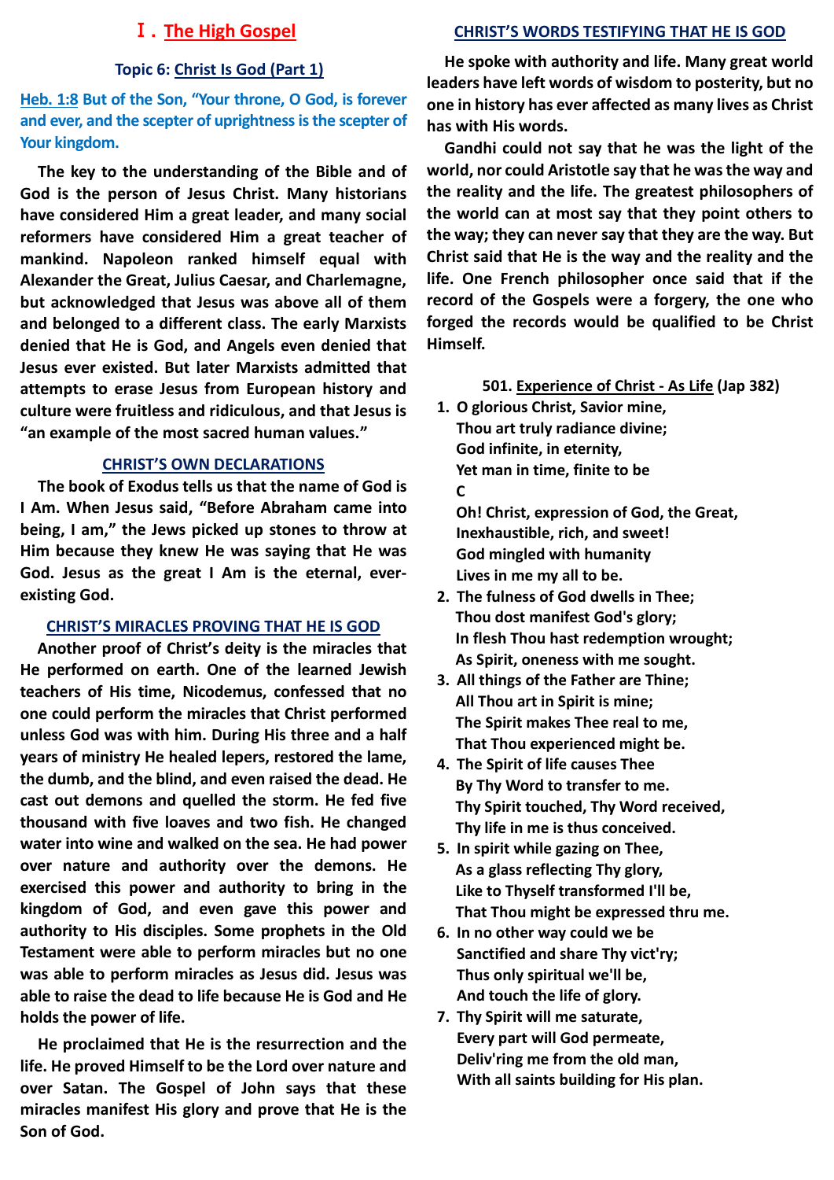# Ⅰ. The High Gospel

### Topic 6: Christ Is God (Part 1)

**Heb. 1:8 But of the Son, "Your throne, O God, is forever and ever, and the scepter of uprightness is the scepter of Your kingdom.**

**The key to the understanding of the Bible and of God is the person of Jesus Christ. Many historians have considered Him a great leader, and many social reformers have considered Him a great teacher of mankind. Napoleon ranked himself equal with Alexander the Great, Julius Caesar, and Charlemagne, but acknowledged that Jesus was above all of them and belonged to a different class. The early Marxists denied that He is God, and Angels even denied that Jesus ever existed. But later Marxists admitted that attempts to erase Jesus from European history and culture were fruitless and ridiculous, and that Jesus is "an example of the most sacred human values."**

### CHRIST'S OWN DECLARATIONS

**The book of Exodus tells us that the name of God is I Am. When Jesus said, "Before Abraham came into being, I am," the Jews picked up stones to throw at Him because they knew He was saying that He was God. Jesus as the great I Am is the eternal, ever-existing God.**

### CHRIST'S MIRACLES PROVING THAT HE IS GOD

**Another proof of Christ's deity is the miracles that He performed on earth. One of the learned Jewish teachers of His time, Nicodemus, confessed that no one could perform the miracles that Christ performed unless God was with him. During His three and a half years of ministry He healed lepers, restored the lame, the dumb, and the blind, and even raised the dead. He cast out demons and quelled the storm. He fed five thousand with five loaves and two fish. He changed water into wine and walked on the sea. He had power over nature and authority over the demons. He exercised this power and authority to bring in the kingdom of God, and even gave this power and authority to His disciples. Some prophets in the Old Testament were able to perform miracles but no one was able to perform miracles as Jesus did. Jesus was able to raise the dead to life because He is God and He holds the power of life.**

**He proclaimed that He is the resurrection and the life. He proved Himself to be the Lord over nature and over Satan. The Gospel of John says that these miracles manifest His glory and prove that He is the Son of God.**

### CHRIST'S WORDS TESTIFYING THAT HE IS GOD

**He spoke with authority and life. Many great world leaders have left words of wisdom to posterity, but no one in history has ever affected as many lives as Christ has with His words.**

**Gandhi could not say that he was the light of the world, nor could Aristotle say that he was the way and the reality and the life. The greatest philosophers of the world can at most say that they point others to the way; they can never say that they are the way. But Christ said that He is the way and the reality and the life. One French philosopher once said that if the record of the Gospels were a forgery, the one who forged the records would be qualified to be Christ Himself.**

#### 501. Experience of Christ - As Life (Jap 382)

1. O glorious Christ, Savior mine,
   Thou art truly radiance divine;
   God infinite, in eternity,
   Yet man in time, finite to be
   
   C
   
   Oh! Christ, expression of God, the Great,
   Inexhaustible, rich, and sweet!
   God mingled with humanity
   Lives in me my all to be.
2. The fulness of God dwells in Thee;
   Thou dost manifest God's glory;
   In flesh Thou hast redemption wrought;
   As Spirit, oneness with me sought.
3. All things of the Father are Thine;
   All Thou art in Spirit is mine;
   The Spirit makes Thee real to me,
   That Thou experienced might be.
4. The Spirit of life causes Thee
   By Thy Word to transfer to me.
   Thy Spirit touched, Thy Word received,
   Thy life in me is thus conceived.
5. In spirit while gazing on Thee,
   As a glass reflecting Thy glory,
   Like to Thyself transformed I'll be,
   That Thou might be expressed thru me.
6. In no other way could we be
   Sanctified and share Thy vict'ry;
   Thus only spiritual we'll be,
   And touch the life of glory.
7. Thy Spirit will me saturate,
   Every part will God permeate,
   Deliv'ring me from the old man,
   With all saints building for His plan.